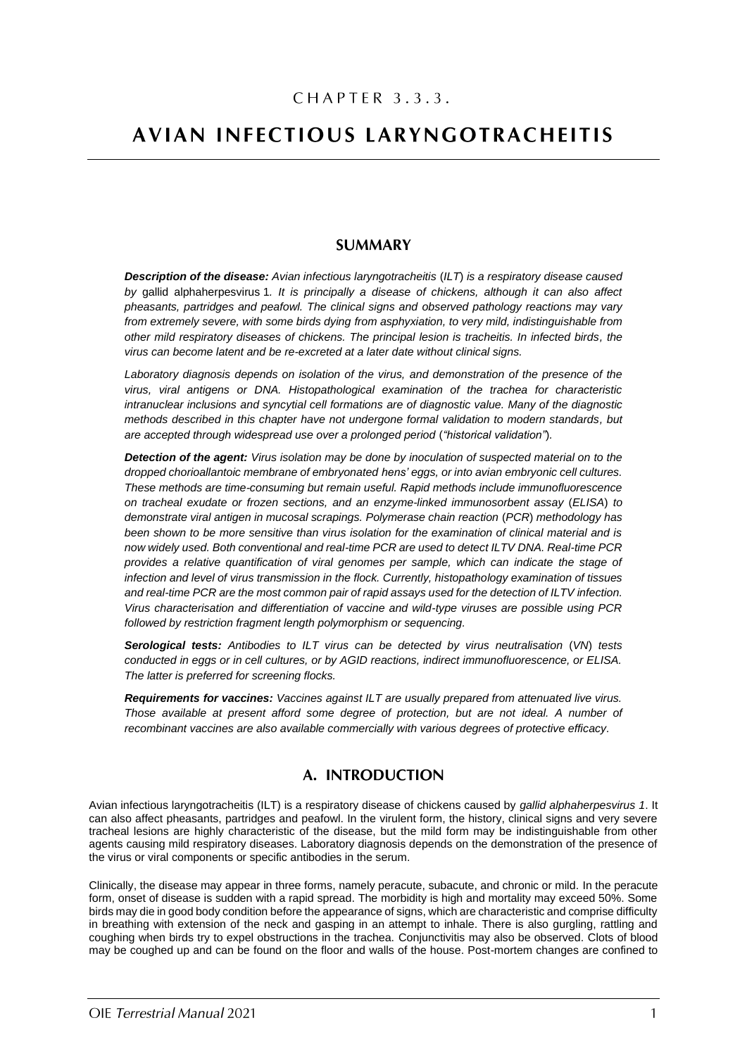CHAPTER 3.3.3.

# AVIAN INFECTIOUS LARYNGOTRACHEITIS

## SUMMARY

***Description of the disease:*** *Avian infectious laryngotracheitis (ILT) is a respiratory disease caused by* gallid alphaherpesvirus 1*. It is principally a disease of chickens, although it can also affect pheasants, partridges and peafowl. The clinical signs and observed pathology reactions may vary from extremely severe, with some birds dying from asphyxiation, to very mild, indistinguishable from other mild respiratory diseases of chickens. The principal lesion is tracheitis. In infected birds, the virus can become latent and be re-excreted at a later date without clinical signs.*

*Laboratory diagnosis depends on isolation of the virus, and demonstration of the presence of the virus, viral antigens or DNA. Histopathological examination of the trachea for characteristic intranuclear inclusions and syncytial cell formations are of diagnostic value. Many of the diagnostic methods described in this chapter have not undergone formal validation to modern standards, but are accepted through widespread use over a prolonged period ("historical validation").*

***Detection of the agent:*** *Virus isolation may be done by inoculation of suspected material on to the dropped chorioallantoic membrane of embryonated hens' eggs, or into avian embryonic cell cultures. These methods are time-consuming but remain useful. Rapid methods include immunofluorescence on tracheal exudate or frozen sections, and an enzyme-linked immunosorbent assay (ELISA) to demonstrate viral antigen in mucosal scrapings. Polymerase chain reaction (PCR) methodology has been shown to be more sensitive than virus isolation for the examination of clinical material and is now widely used. Both conventional and real-time PCR are used to detect ILTV DNA. Real-time PCR provides a relative quantification of viral genomes per sample, which can indicate the stage of infection and level of virus transmission in the flock. Currently, histopathology examination of tissues and real-time PCR are the most common pair of rapid assays used for the detection of ILTV infection. Virus characterisation and differentiation of vaccine and wild-type viruses are possible using PCR followed by restriction fragment length polymorphism or sequencing.*

***Serological tests:*** *Antibodies to ILT virus can be detected by virus neutralisation (VN) tests conducted in eggs or in cell cultures, or by AGID reactions, indirect immunofluorescence, or ELISA. The latter is preferred for screening flocks.*

***Requirements for vaccines:*** *Vaccines against ILT are usually prepared from attenuated live virus. Those available at present afford some degree of protection, but are not ideal. A number of recombinant vaccines are also available commercially with various degrees of protective efficacy.*

## A. INTRODUCTION

Avian infectious laryngotracheitis (ILT) is a respiratory disease of chickens caused by *gallid alphaherpesvirus 1*. It can also affect pheasants, partridges and peafowl. In the virulent form, the history, clinical signs and very severe tracheal lesions are highly characteristic of the disease, but the mild form may be indistinguishable from other agents causing mild respiratory diseases. Laboratory diagnosis depends on the demonstration of the presence of the virus or viral components or specific antibodies in the serum.

Clinically, the disease may appear in three forms, namely peracute, subacute, and chronic or mild. In the peracute form, onset of disease is sudden with a rapid spread. The morbidity is high and mortality may exceed 50%. Some birds may die in good body condition before the appearance of signs, which are characteristic and comprise difficulty in breathing with extension of the neck and gasping in an attempt to inhale. There is also gurgling, rattling and coughing when birds try to expel obstructions in the trachea. Conjunctivitis may also be observed. Clots of blood may be coughed up and can be found on the floor and walls of the house. Post-mortem changes are confined to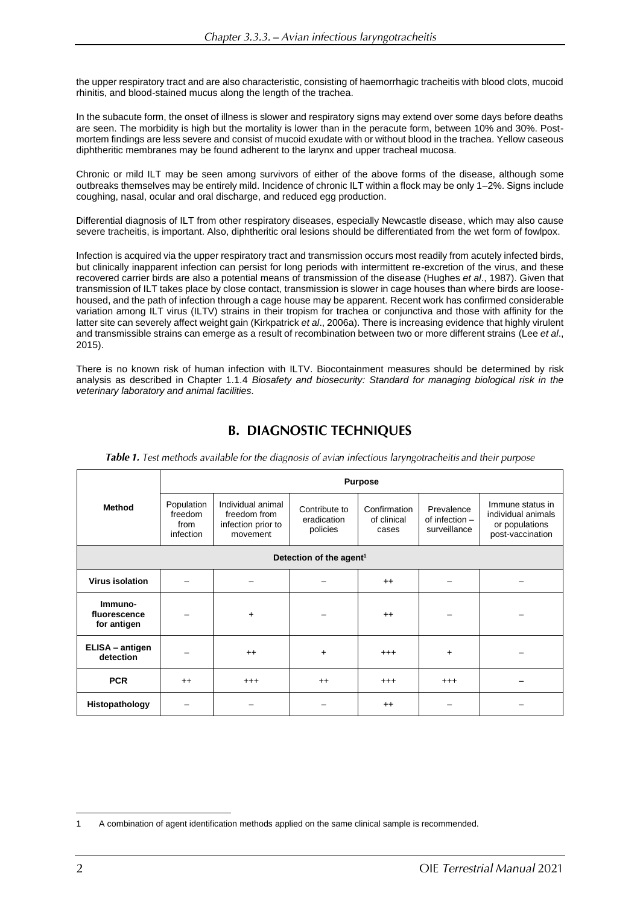the upper respiratory tract and are also characteristic, consisting of haemorrhagic tracheitis with blood clots, mucoid rhinitis, and blood-stained mucus along the length of the trachea.

In the subacute form, the onset of illness is slower and respiratory signs may extend over some days before deaths are seen. The morbidity is high but the mortality is lower than in the peracute form, between 10% and 30%. Post-mortem findings are less severe and consist of mucoid exudate with or without blood in the trachea. Yellow caseous diphtheritic membranes may be found adherent to the larynx and upper tracheal mucosa.

Chronic or mild ILT may be seen among survivors of either of the above forms of the disease, although some outbreaks themselves may be entirely mild. Incidence of chronic ILT within a flock may be only 1–2%. Signs include coughing, nasal, ocular and oral discharge, and reduced egg production.

Differential diagnosis of ILT from other respiratory diseases, especially Newcastle disease, which may also cause severe tracheitis, is important. Also, diphtheritic oral lesions should be differentiated from the wet form of fowlpox.

Infection is acquired via the upper respiratory tract and transmission occurs most readily from acutely infected birds, but clinically inapparent infection can persist for long periods with intermittent re-excretion of the virus, and these recovered carrier birds are also a potential means of transmission of the disease (Hughes *et al*., 1987). Given that transmission of ILT takes place by close contact, transmission is slower in cage houses than where birds are loose-housed, and the path of infection through a cage house may be apparent. Recent work has confirmed considerable variation among ILT virus (ILTV) strains in their tropism for trachea or conjunctiva and those with affinity for the latter site can severely affect weight gain (Kirkpatrick *et al*., 2006a). There is increasing evidence that highly virulent and transmissible strains can emerge as a result of recombination between two or more different strains (Lee *et al*., 2015).

There is no known risk of human infection with ILTV. Biocontainment measures should be determined by risk analysis as described in Chapter 1.1.4 *Biosafety and biosecurity: Standard for managing biological risk in the veterinary laboratory and animal facilities*.

## B. DIAGNOSTIC TECHNIQUES

***Table 1.*** *Test methods available for the diagnosis of avian infectious laryngotracheitis and their purpose*

| Method | Purpose | | | | | |
|---|---|---|---|---|---|---|
| | Population freedom from infection | Individual animal freedom from infection prior to movement | Contribute to eradication policies | Confirmation of clinical cases | Prevalence of infection – surveillance | Immune status in individual animals or populations post-vaccination |
| **Detection of the agent**[1] | | | | | | |
| **Virus isolation** | – | – | – | ++ | – | – |
| **Immuno-fluorescence for antigen** | – | + | – | ++ | – | – |
| **ELISA – antigen detection** | – | ++ | + | +++ | + | – |
| **PCR** | ++ | +++ | ++ | +++ | +++ | – |
| **Histopathology** | – | – | – | ++ | – | – |

1 A combination of agent identification methods applied on the same clinical sample is recommended.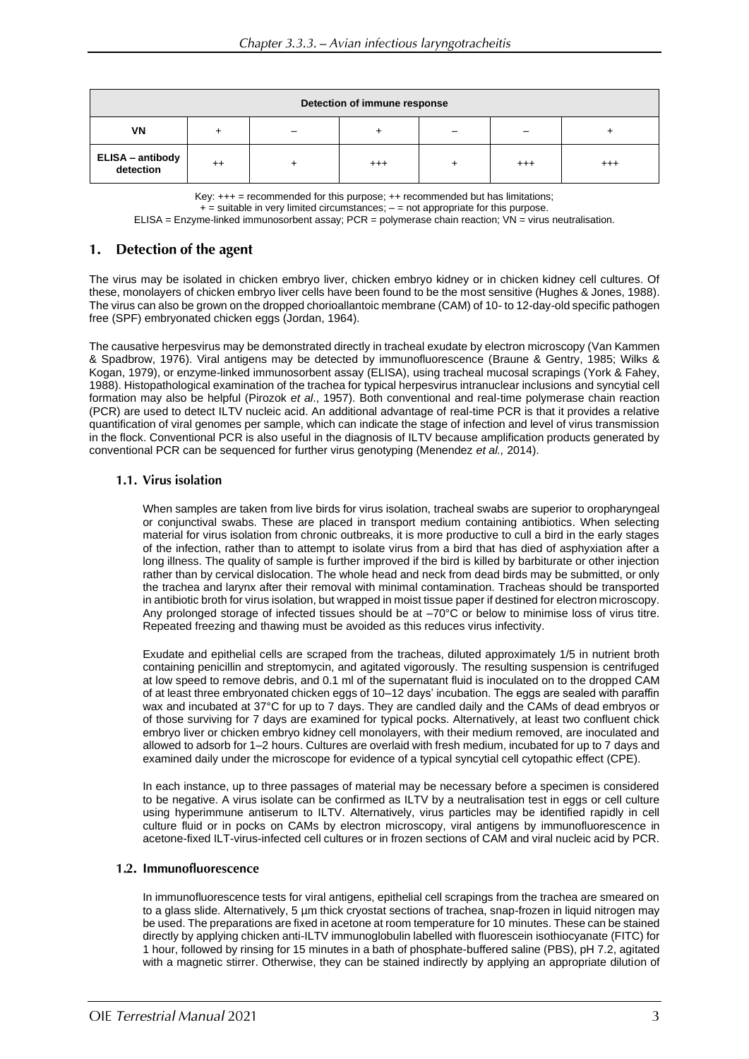| Detection of immune response | | | | | | |
|---|---|---|---|---|---|---|
| VN | + | – | + | – | – | + |
| ELISA – antibody detection | ++ | + | +++ | + | +++ | +++ |

Key: +++ = recommended for this purpose; ++ recommended but has limitations;
+ = suitable in very limited circumstances; – = not appropriate for this purpose.
ELISA = Enzyme-linked immunosorbent assay; PCR = polymerase chain reaction; VN = virus neutralisation.

## 1. Detection of the agent

The virus may be isolated in chicken embryo liver, chicken embryo kidney or in chicken kidney cell cultures. Of these, monolayers of chicken embryo liver cells have been found to be the most sensitive (Hughes & Jones, 1988). The virus can also be grown on the dropped chorioallantoic membrane (CAM) of 10- to 12-day-old specific pathogen free (SPF) embryonated chicken eggs (Jordan, 1964).

The causative herpesvirus may be demonstrated directly in tracheal exudate by electron microscopy (Van Kammen & Spadbrow, 1976). Viral antigens may be detected by immunofluorescence (Braune & Gentry, 1985; Wilks & Kogan, 1979), or enzyme-linked immunosorbent assay (ELISA), using tracheal mucosal scrapings (York & Fahey, 1988). Histopathological examination of the trachea for typical herpesvirus intranuclear inclusions and syncytial cell formation may also be helpful (Pirozok *et al*., 1957). Both conventional and real-time polymerase chain reaction (PCR) are used to detect ILTV nucleic acid. An additional advantage of real-time PCR is that it provides a relative quantification of viral genomes per sample, which can indicate the stage of infection and level of virus transmission in the flock. Conventional PCR is also useful in the diagnosis of ILTV because amplification products generated by conventional PCR can be sequenced for further virus genotyping (Menendez *et al.,* 2014).

### 1.1. Virus isolation

When samples are taken from live birds for virus isolation, tracheal swabs are superior to oropharyngeal or conjunctival swabs. These are placed in transport medium containing antibiotics. When selecting material for virus isolation from chronic outbreaks, it is more productive to cull a bird in the early stages of the infection, rather than to attempt to isolate virus from a bird that has died of asphyxiation after a long illness. The quality of sample is further improved if the bird is killed by barbiturate or other injection rather than by cervical dislocation. The whole head and neck from dead birds may be submitted, or only the trachea and larynx after their removal with minimal contamination. Tracheas should be transported in antibiotic broth for virus isolation, but wrapped in moist tissue paper if destined for electron microscopy. Any prolonged storage of infected tissues should be at –70°C or below to minimise loss of virus titre. Repeated freezing and thawing must be avoided as this reduces virus infectivity.

Exudate and epithelial cells are scraped from the tracheas, diluted approximately 1/5 in nutrient broth containing penicillin and streptomycin, and agitated vigorously. The resulting suspension is centrifuged at low speed to remove debris, and 0.1 ml of the supernatant fluid is inoculated on to the dropped CAM of at least three embryonated chicken eggs of 10–12 days' incubation. The eggs are sealed with paraffin wax and incubated at 37°C for up to 7 days. They are candled daily and the CAMs of dead embryos or of those surviving for 7 days are examined for typical pocks. Alternatively, at least two confluent chick embryo liver or chicken embryo kidney cell monolayers, with their medium removed, are inoculated and allowed to adsorb for 1–2 hours. Cultures are overlaid with fresh medium, incubated for up to 7 days and examined daily under the microscope for evidence of a typical syncytial cell cytopathic effect (CPE).

In each instance, up to three passages of material may be necessary before a specimen is considered to be negative. A virus isolate can be confirmed as ILTV by a neutralisation test in eggs or cell culture using hyperimmune antiserum to ILTV. Alternatively, virus particles may be identified rapidly in cell culture fluid or in pocks on CAMs by electron microscopy, viral antigens by immunofluorescence in acetone-fixed ILT-virus-infected cell cultures or in frozen sections of CAM and viral nucleic acid by PCR.

### 1.2. Immunofluorescence

In immunofluorescence tests for viral antigens, epithelial cell scrapings from the trachea are smeared on to a glass slide. Alternatively, 5 µm thick cryostat sections of trachea, snap-frozen in liquid nitrogen may be used. The preparations are fixed in acetone at room temperature for 10 minutes. These can be stained directly by applying chicken anti-ILTV immunoglobulin labelled with fluorescein isothiocyanate (FITC) for 1 hour, followed by rinsing for 15 minutes in a bath of phosphate-buffered saline (PBS), pH 7.2, agitated with a magnetic stirrer. Otherwise, they can be stained indirectly by applying an appropriate dilution of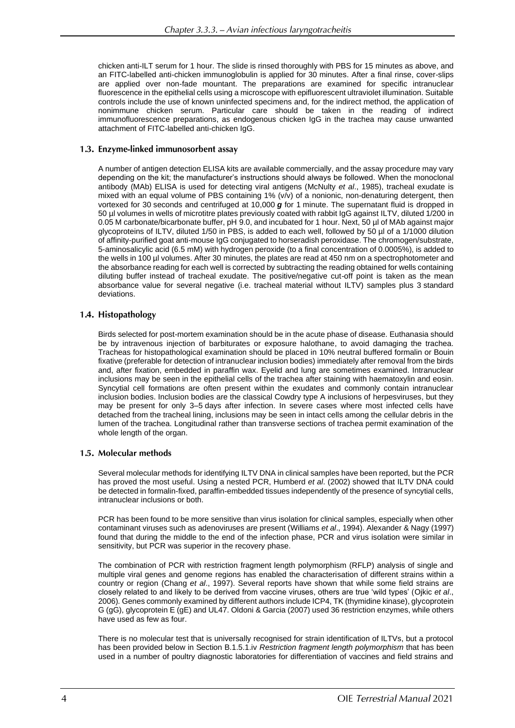chicken anti-ILT serum for 1 hour. The slide is rinsed thoroughly with PBS for 15 minutes as above, and an FITC-labelled anti-chicken immunoglobulin is applied for 30 minutes. After a final rinse, cover-slips are applied over non-fade mountant. The preparations are examined for specific intranuclear fluorescence in the epithelial cells using a microscope with epifluorescent ultraviolet illumination. Suitable controls include the use of known uninfected specimens and, for the indirect method, the application of nonimmune chicken serum. Particular care should be taken in the reading of indirect immunofluorescence preparations, as endogenous chicken IgG in the trachea may cause unwanted attachment of FITC-labelled anti-chicken IgG.

### 1.3. Enzyme-linked immunosorbent assay

A number of antigen detection ELISA kits are available commercially, and the assay procedure may vary depending on the kit; the manufacturer's instructions should always be followed. When the monoclonal antibody (MAb) ELISA is used for detecting viral antigens (McNulty *et al*., 1985), tracheal exudate is mixed with an equal volume of PBS containing 1% (v/v) of a nonionic, non-denaturing detergent, then vortexed for 30 seconds and centrifuged at 10,000 ***g*** for 1 minute. The supernatant fluid is dropped in 50 µl volumes in wells of microtitre plates previously coated with rabbit IgG against ILTV, diluted 1/200 in 0.05 M carbonate/bicarbonate buffer, pH 9.0, and incubated for 1 hour. Next, 50 µl of MAb against major glycoproteins of ILTV, diluted 1/50 in PBS, is added to each well, followed by 50 µl of a 1/1000 dilution of affinity-purified goat anti-mouse IgG conjugated to horseradish peroxidase. The chromogen/substrate, 5-aminosalicylic acid (6.5 mM) with hydrogen peroxide (to a final concentration of 0.0005%), is added to the wells in 100 µl volumes. After 30 minutes, the plates are read at 450 nm on a spectrophotometer and the absorbance reading for each well is corrected by subtracting the reading obtained for wells containing diluting buffer instead of tracheal exudate. The positive/negative cut-off point is taken as the mean absorbance value for several negative (i.e. tracheal material without ILTV) samples plus 3 standard deviations.

### 1.4. Histopathology

Birds selected for post-mortem examination should be in the acute phase of disease. Euthanasia should be by intravenous injection of barbiturates or exposure halothane, to avoid damaging the trachea. Tracheas for histopathological examination should be placed in 10% neutral buffered formalin or Bouin fixative (preferable for detection of intranuclear inclusion bodies) immediately after removal from the birds and, after fixation, embedded in paraffin wax. Eyelid and lung are sometimes examined. Intranuclear inclusions may be seen in the epithelial cells of the trachea after staining with haematoxylin and eosin. Syncytial cell formations are often present within the exudates and commonly contain intranuclear inclusion bodies. Inclusion bodies are the classical Cowdry type A inclusions of herpesviruses, but they may be present for only 3–5 days after infection. In severe cases where most infected cells have detached from the tracheal lining, inclusions may be seen in intact cells among the cellular debris in the lumen of the trachea. Longitudinal rather than transverse sections of trachea permit examination of the whole length of the organ.

### 1.5. Molecular methods

Several molecular methods for identifying ILTV DNA in clinical samples have been reported, but the PCR has proved the most useful. Using a nested PCR, Humberd *et al*. (2002) showed that ILTV DNA could be detected in formalin-fixed, paraffin-embedded tissues independently of the presence of syncytial cells, intranuclear inclusions or both.

PCR has been found to be more sensitive than virus isolation for clinical samples, especially when other contaminant viruses such as adenoviruses are present (Williams *et al*., 1994). Alexander & Nagy (1997) found that during the middle to the end of the infection phase, PCR and virus isolation were similar in sensitivity, but PCR was superior in the recovery phase.

The combination of PCR with restriction fragment length polymorphism (RFLP) analysis of single and multiple viral genes and genome regions has enabled the characterisation of different strains within a country or region (Chang *et al*., 1997). Several reports have shown that while some field strains are closely related to and likely to be derived from vaccine viruses, others are true 'wild types' (Ojkic *et al*., 2006). Genes commonly examined by different authors include ICP4, TK (thymidine kinase), glycoprotein G (gG), glycoprotein E (gE) and UL47. Oldoni & Garcia (2007) used 36 restriction enzymes, while others have used as few as four.

There is no molecular test that is universally recognised for strain identification of ILTVs, but a protocol has been provided below in Section B.1.5.1.iv *Restriction fragment length polymorphism* that has been used in a number of poultry diagnostic laboratories for differentiation of vaccines and field strains and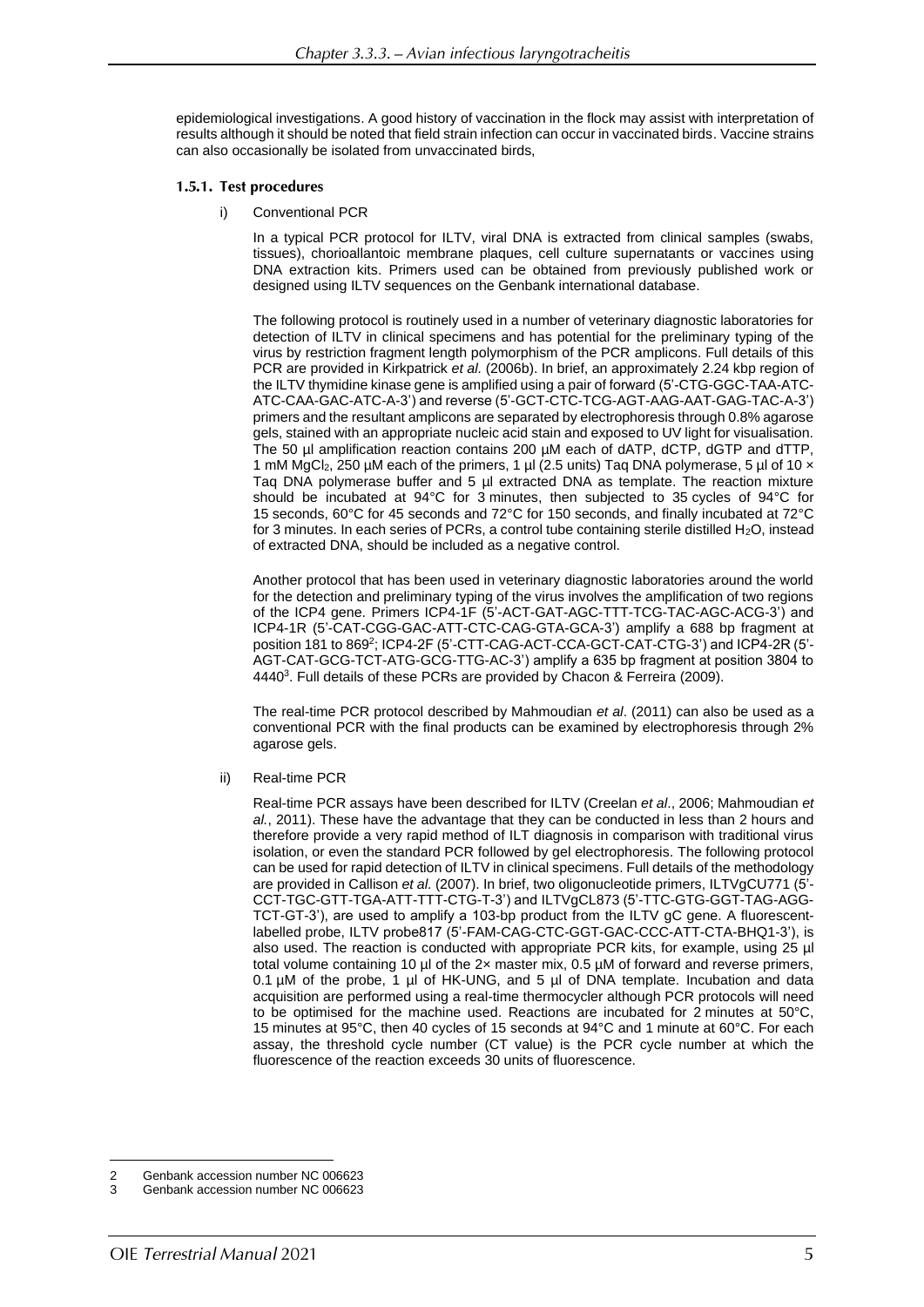epidemiological investigations. A good history of vaccination in the flock may assist with interpretation of results although it should be noted that field strain infection can occur in vaccinated birds. Vaccine strains can also occasionally be isolated from unvaccinated birds,

### 1.5.1. Test procedures

i) Conventional PCR

In a typical PCR protocol for ILTV, viral DNA is extracted from clinical samples (swabs, tissues), chorioallantoic membrane plaques, cell culture supernatants or vaccines using DNA extraction kits. Primers used can be obtained from previously published work or designed using ILTV sequences on the Genbank international database.

The following protocol is routinely used in a number of veterinary diagnostic laboratories for detection of ILTV in clinical specimens and has potential for the preliminary typing of the virus by restriction fragment length polymorphism of the PCR amplicons. Full details of this PCR are provided in Kirkpatrick *et al.* (2006b). In brief, an approximately 2.24 kbp region of the ILTV thymidine kinase gene is amplified using a pair of forward (5'-CTG-GGC-TAA-ATC-ATC-CAA-GAC-ATC-A-3') and reverse (5'-GCT-CTC-TCG-AGT-AAG-AAT-GAG-TAC-A-3') primers and the resultant amplicons are separated by electrophoresis through 0.8% agarose gels, stained with an appropriate nucleic acid stain and exposed to UV light for visualisation. The 50 µl amplification reaction contains 200 µM each of dATP, dCTP, dGTP and dTTP, 1 mM $MgCl_2$, 250 µM each of the primers, 1 µl (2.5 units) Taq DNA polymerase, 5 µl of 10 × Taq DNA polymerase buffer and 5 µl extracted DNA as template. The reaction mixture should be incubated at 94°C for 3 minutes, then subjected to 35 cycles of 94°C for 15 seconds, 60°C for 45 seconds and 72°C for 150 seconds, and finally incubated at 72°C for 3 minutes. In each series of PCRs, a control tube containing sterile distilled $H_2O$, instead of extracted DNA, should be included as a negative control.

Another protocol that has been used in veterinary diagnostic laboratories around the world for the detection and preliminary typing of the virus involves the amplification of two regions of the ICP4 gene. Primers ICP4-1F (5'-ACT-GAT-AGC-TTT-TCG-TAC-AGC-ACG-3') and ICP4-1R (5'-CAT-CGG-GAC-ATT-CTC-CAG-GTA-GCA-3') amplify a 688 bp fragment at position 181 to 869[2]; ICP4-2F (5'-CTT-CAG-ACT-CCA-GCT-CAT-CTG-3') and ICP4-2R (5'-AGT-CAT-GCG-TCT-ATG-GCG-TTG-AC-3') amplify a 635 bp fragment at position 3804 to 4440[3]. Full details of these PCRs are provided by Chacon & Ferreira (2009).

The real-time PCR protocol described by Mahmoudian *et al*. (2011) can also be used as a conventional PCR with the final products can be examined by electrophoresis through 2% agarose gels.

ii) Real-time PCR

Real-time PCR assays have been described for ILTV (Creelan *et al*., 2006; Mahmoudian *et al.*, 2011). These have the advantage that they can be conducted in less than 2 hours and therefore provide a very rapid method of ILT diagnosis in comparison with traditional virus isolation, or even the standard PCR followed by gel electrophoresis. The following protocol can be used for rapid detection of ILTV in clinical specimens. Full details of the methodology are provided in Callison *et al.* (2007). In brief, two oligonucleotide primers, ILTVgCU771 (5'-CCT-TGC-GTT-TGA-ATT-TTT-CTG-T-3') and ILTVgCL873 (5'-TTC-GTG-GGT-TAG-AGG-TCT-GT-3'), are used to amplify a 103-bp product from the ILTV gC gene. A fluorescent-labelled probe, ILTV probe817 (5'-FAM-CAG-CTC-GGT-GAC-CCC-ATT-CTA-BHQ1-3'), is also used. The reaction is conducted with appropriate PCR kits, for example, using 25 µl total volume containing 10 µl of the 2× master mix, 0.5 µM of forward and reverse primers, 0.1 µM of the probe, 1 µl of HK-UNG, and 5 µl of DNA template. Incubation and data acquisition are performed using a real-time thermocycler although PCR protocols will need to be optimised for the machine used. Reactions are incubated for 2 minutes at 50°C, 15 minutes at 95°C, then 40 cycles of 15 seconds at 94°C and 1 minute at 60°C. For each assay, the threshold cycle number (CT value) is the PCR cycle number at which the fluorescence of the reaction exceeds 30 units of fluorescence.

---

2 Genbank accession number NC 006623

3 Genbank accession number NC 006623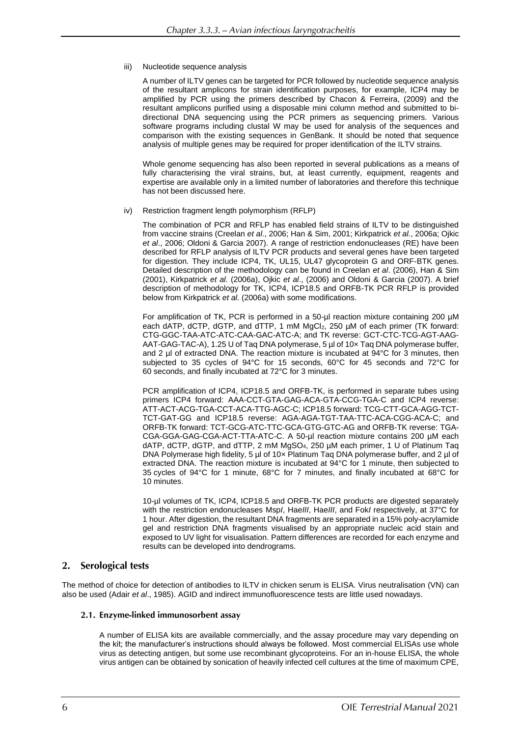iii) Nucleotide sequence analysis

A number of ILTV genes can be targeted for PCR followed by nucleotide sequence analysis of the resultant amplicons for strain identification purposes, for example, ICP4 may be amplified by PCR using the primers described by Chacon & Ferreira, (2009) and the resultant amplicons purified using a disposable mini column method and submitted to bi-directional DNA sequencing using the PCR primers as sequencing primers. Various software programs including clustal W may be used for analysis of the sequences and comparison with the existing sequences in GenBank. It should be noted that sequence analysis of multiple genes may be required for proper identification of the ILTV strains.

Whole genome sequencing has also been reported in several publications as a means of fully characterising the viral strains, but, at least currently, equipment, reagents and expertise are available only in a limited number of laboratories and therefore this technique has not been discussed here.

iv) Restriction fragment length polymorphism (RFLP)

The combination of PCR and RFLP has enabled field strains of ILTV to be distinguished from vaccine strains (Creelan *et al*., 2006; Han & Sim, 2001; Kirkpatrick *et al.*, 2006a; Ojkic *et al*., 2006; Oldoni & Garcia 2007). A range of restriction endonucleases (RE) have been described for RFLP analysis of ILTV PCR products and several genes have been targeted for digestion. They include ICP4, TK, UL15, UL47 glycoprotein G and ORF-BTK genes. Detailed description of the methodology can be found in Creelan *et al*. (2006), Han & Sim (2001), Kirkpatrick *et al.* (2006a), Ojkic *et al*., (2006) and Oldoni & Garcia (2007). A brief description of methodology for TK, ICP4, ICP18.5 and ORFB-TK PCR RFLP is provided below from Kirkpatrick *et al*. (2006a) with some modifications.

For amplification of TK, PCR is performed in a 50-µl reaction mixture containing 200 µM each dATP, dCTP, dGTP, and dTTP, 1 mM $MgCl_2$, 250 µM of each primer (TK forward: CTG-GGC-TAA-ATC-ATC-CAA-GAC-ATC-A; and TK reverse: GCT-CTC-TCG-AGT-AAG-AAT-GAG-TAC-A), 1.25 U of Taq DNA polymerase, 5 µl of 10× Taq DNA polymerase buffer, and 2 µl of extracted DNA. The reaction mixture is incubated at 94°C for 3 minutes, then subjected to 35 cycles of 94°C for 15 seconds, 60°C for 45 seconds and 72°C for 60 seconds, and finally incubated at 72°C for 3 minutes.

PCR amplification of ICP4, ICP18.5 and ORFB-TK, is performed in separate tubes using primers ICP4 forward: AAA-CCT-GTA-GAG-ACA-GTA-CCG-TGA-C and ICP4 reverse: ATT-ACT-ACG-TGA-CCT-ACA-TTG-AGC-C; ICP18.5 forward: TCG-CTT-GCA-AGG-TCT-TCT-GAT-GG and ICP18.5 reverse: AGA-AGA-TGT-TAA-TTC-ACA-CGG-ACA-C; and ORFB-TK forward: TCT-GCG-ATC-TTC-GCA-GTG-GTC-AG and ORFB-TK reverse: TGA-CGA-GGA-GAG-CGA-ACT-TTA-ATC-C. A 50-µl reaction mixture contains 200 µM each dATP, dCTP, dGTP, and dTTP, 2 mM $MgSO_4$, 250 µM each primer, 1 U of Platinum Taq DNA Polymerase high fidelity, 5 µl of 10× Platinum Taq DNA polymerase buffer, and 2 µl of extracted DNA. The reaction mixture is incubated at 94°C for 1 minute, then subjected to 35 cycles of 94°C for 1 minute, 68°C for 7 minutes, and finally incubated at 68°C for 10 minutes.

10-µl volumes of TK, ICP4, ICP18.5 and ORFB-TK PCR products are digested separately with the restriction endonucleases Msp*I*, Hae*III*, Hae*III*, and Fok*I* respectively, at 37°C for 1 hour. After digestion, the resultant DNA fragments are separated in a 15% poly-acrylamide gel and restriction DNA fragments visualised by an appropriate nucleic acid stain and exposed to UV light for visualisation. Pattern differences are recorded for each enzyme and results can be developed into dendrograms.

## 2. Serological tests

The method of choice for detection of antibodies to ILTV in chicken serum is ELISA. Virus neutralisation (VN) can also be used (Adair *et al*., 1985). AGID and indirect immunofluorescence tests are little used nowadays.

### 2.1. Enzyme-linked immunosorbent assay

A number of ELISA kits are available commercially, and the assay procedure may vary depending on the kit; the manufacturer's instructions should always be followed. Most commercial ELISAs use whole virus as detecting antigen, but some use recombinant glycoproteins. For an in-house ELISA, the whole virus antigen can be obtained by sonication of heavily infected cell cultures at the time of maximum CPE,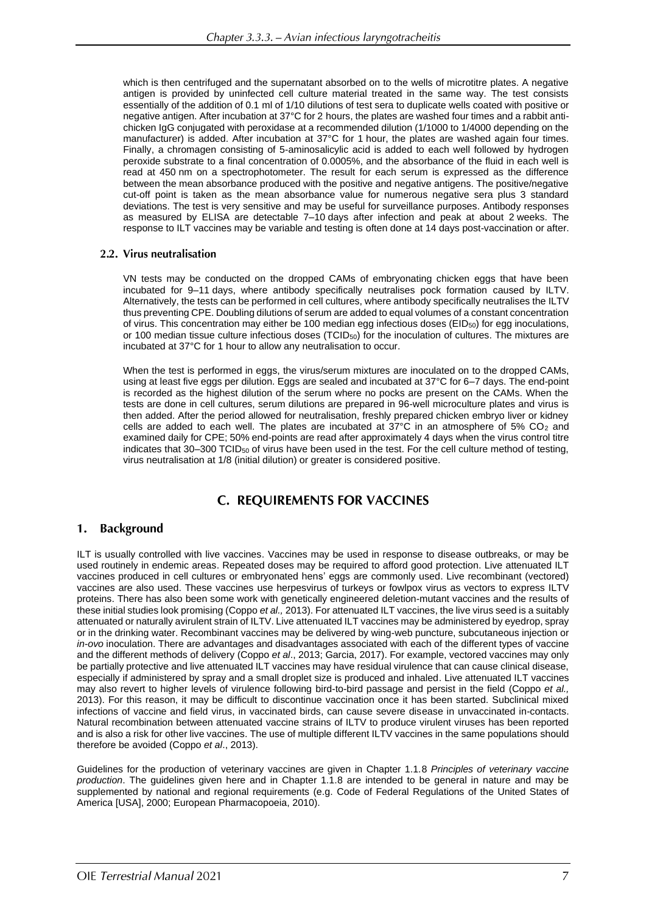which is then centrifuged and the supernatant absorbed on to the wells of microtitre plates. A negative antigen is provided by uninfected cell culture material treated in the same way. The test consists essentially of the addition of 0.1 ml of 1/10 dilutions of test sera to duplicate wells coated with positive or negative antigen. After incubation at 37°C for 2 hours, the plates are washed four times and a rabbit anti-chicken IgG conjugated with peroxidase at a recommended dilution (1/1000 to 1/4000 depending on the manufacturer) is added. After incubation at 37°C for 1 hour, the plates are washed again four times. Finally, a chromagen consisting of 5-aminosalicylic acid is added to each well followed by hydrogen peroxide substrate to a final concentration of 0.0005%, and the absorbance of the fluid in each well is read at 450 nm on a spectrophotometer. The result for each serum is expressed as the difference between the mean absorbance produced with the positive and negative antigens. The positive/negative cut-off point is taken as the mean absorbance value for numerous negative sera plus 3 standard deviations. The test is very sensitive and may be useful for surveillance purposes. Antibody responses as measured by ELISA are detectable 7–10 days after infection and peak at about 2 weeks. The response to ILT vaccines may be variable and testing is often done at 14 days post-vaccination or after.

### 2.2. Virus neutralisation

VN tests may be conducted on the dropped CAMs of embryonating chicken eggs that have been incubated for 9–11 days, where antibody specifically neutralises pock formation caused by ILTV. Alternatively, the tests can be performed in cell cultures, where antibody specifically neutralises the ILTV thus preventing CPE. Doubling dilutions of serum are added to equal volumes of a constant concentration of virus. This concentration may either be 100 median egg infectious doses ($EID_{50}$) for egg inoculations, or 100 median tissue culture infectious doses ($TCID_{50}$) for the inoculation of cultures. The mixtures are incubated at 37°C for 1 hour to allow any neutralisation to occur.

When the test is performed in eggs, the virus/serum mixtures are inoculated on to the dropped CAMs, using at least five eggs per dilution. Eggs are sealed and incubated at 37°C for 6–7 days. The end-point is recorded as the highest dilution of the serum where no pocks are present on the CAMs. When the tests are done in cell cultures, serum dilutions are prepared in 96-well microculture plates and virus is then added. After the period allowed for neutralisation, freshly prepared chicken embryo liver or kidney cells are added to each well. The plates are incubated at 37°C in an atmosphere of 5% $CO_2$ and examined daily for CPE; 50% end-points are read after approximately 4 days when the virus control titre indicates that 30–300 $TCID_{50}$ of virus have been used in the test. For the cell culture method of testing, virus neutralisation at 1/8 (initial dilution) or greater is considered positive.

# C. REQUIREMENTS FOR VACCINES

## 1. Background

ILT is usually controlled with live vaccines. Vaccines may be used in response to disease outbreaks, or may be used routinely in endemic areas. Repeated doses may be required to afford good protection. Live attenuated ILT vaccines produced in cell cultures or embryonated hens' eggs are commonly used. Live recombinant (vectored) vaccines are also used. These vaccines use herpesvirus of turkeys or fowlpox virus as vectors to express ILTV proteins. There has also been some work with genetically engineered deletion-mutant vaccines and the results of these initial studies look promising (Coppo *et al.,* 2013). For attenuated ILT vaccines, the live virus seed is a suitably attenuated or naturally avirulent strain of ILTV. Live attenuated ILT vaccines may be administered by eyedrop, spray or in the drinking water. Recombinant vaccines may be delivered by wing-web puncture, subcutaneous injection or *in-ovo* inoculation. There are advantages and disadvantages associated with each of the different types of vaccine and the different methods of delivery (Coppo *et al*., 2013; Garcia, 2017). For example, vectored vaccines may only be partially protective and live attenuated ILT vaccines may have residual virulence that can cause clinical disease, especially if administered by spray and a small droplet size is produced and inhaled. Live attenuated ILT vaccines may also revert to higher levels of virulence following bird-to-bird passage and persist in the field (Coppo *et al.,* 2013). For this reason, it may be difficult to discontinue vaccination once it has been started. Subclinical mixed infections of vaccine and field virus, in vaccinated birds, can cause severe disease in unvaccinated in-contacts. Natural recombination between attenuated vaccine strains of ILTV to produce virulent viruses has been reported and is also a risk for other live vaccines. The use of multiple different ILTV vaccines in the same populations should therefore be avoided (Coppo *et al*., 2013).

Guidelines for the production of veterinary vaccines are given in Chapter 1.1.8 *Principles of veterinary vaccine production*. The guidelines given here and in Chapter 1.1.8 are intended to be general in nature and may be supplemented by national and regional requirements (e.g. Code of Federal Regulations of the United States of America [USA], 2000; European Pharmacopoeia, 2010).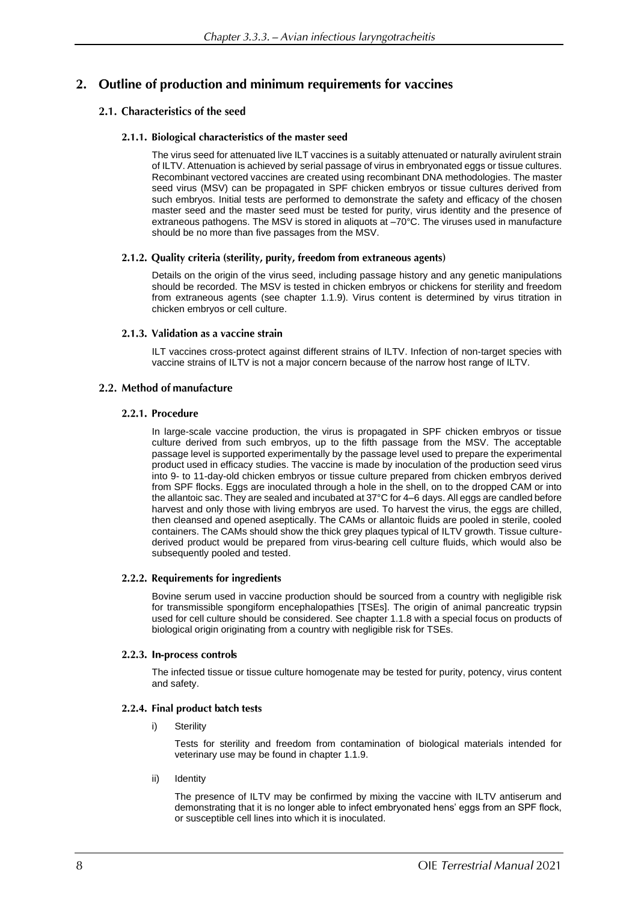## 2. Outline of production and minimum requirements for vaccines

### 2.1. Characteristics of the seed

#### 2.1.1. Biological characteristics of the master seed

The virus seed for attenuated live ILT vaccines is a suitably attenuated or naturally avirulent strain of ILTV. Attenuation is achieved by serial passage of virus in embryonated eggs or tissue cultures. Recombinant vectored vaccines are created using recombinant DNA methodologies. The master seed virus (MSV) can be propagated in SPF chicken embryos or tissue cultures derived from such embryos. Initial tests are performed to demonstrate the safety and efficacy of the chosen master seed and the master seed must be tested for purity, virus identity and the presence of extraneous pathogens. The MSV is stored in aliquots at –70°C. The viruses used in manufacture should be no more than five passages from the MSV.

#### 2.1.2. Quality criteria (sterility, purity, freedom from extraneous agents)

Details on the origin of the virus seed, including passage history and any genetic manipulations should be recorded. The MSV is tested in chicken embryos or chickens for sterility and freedom from extraneous agents (see chapter 1.1.9). Virus content is determined by virus titration in chicken embryos or cell culture.

#### 2.1.3. Validation as a vaccine strain

ILT vaccines cross-protect against different strains of ILTV. Infection of non-target species with vaccine strains of ILTV is not a major concern because of the narrow host range of ILTV.

### 2.2. Method of manufacture

#### 2.2.1. Procedure

In large-scale vaccine production, the virus is propagated in SPF chicken embryos or tissue culture derived from such embryos, up to the fifth passage from the MSV. The acceptable passage level is supported experimentally by the passage level used to prepare the experimental product used in efficacy studies. The vaccine is made by inoculation of the production seed virus into 9- to 11-day-old chicken embryos or tissue culture prepared from chicken embryos derived from SPF flocks. Eggs are inoculated through a hole in the shell, on to the dropped CAM or into the allantoic sac. They are sealed and incubated at 37°C for 4–6 days. All eggs are candled before harvest and only those with living embryos are used. To harvest the virus, the eggs are chilled, then cleansed and opened aseptically. The CAMs or allantoic fluids are pooled in sterile, cooled containers. The CAMs should show the thick grey plaques typical of ILTV growth. Tissue culture-derived product would be prepared from virus-bearing cell culture fluids, which would also be subsequently pooled and tested.

#### 2.2.2. Requirements for ingredients

Bovine serum used in vaccine production should be sourced from a country with negligible risk for transmissible spongiform encephalopathies [TSEs]. The origin of animal pancreatic trypsin used for cell culture should be considered. See chapter 1.1.8 with a special focus on products of biological origin originating from a country with negligible risk for TSEs.

#### 2.2.3. In-process controls

The infected tissue or tissue culture homogenate may be tested for purity, potency, virus content and safety.

#### 2.2.4. Final product batch tests

i) Sterility

Tests for sterility and freedom from contamination of biological materials intended for veterinary use may be found in chapter 1.1.9.

ii) Identity

The presence of ILTV may be confirmed by mixing the vaccine with ILTV antiserum and demonstrating that it is no longer able to infect embryonated hens' eggs from an SPF flock, or susceptible cell lines into which it is inoculated.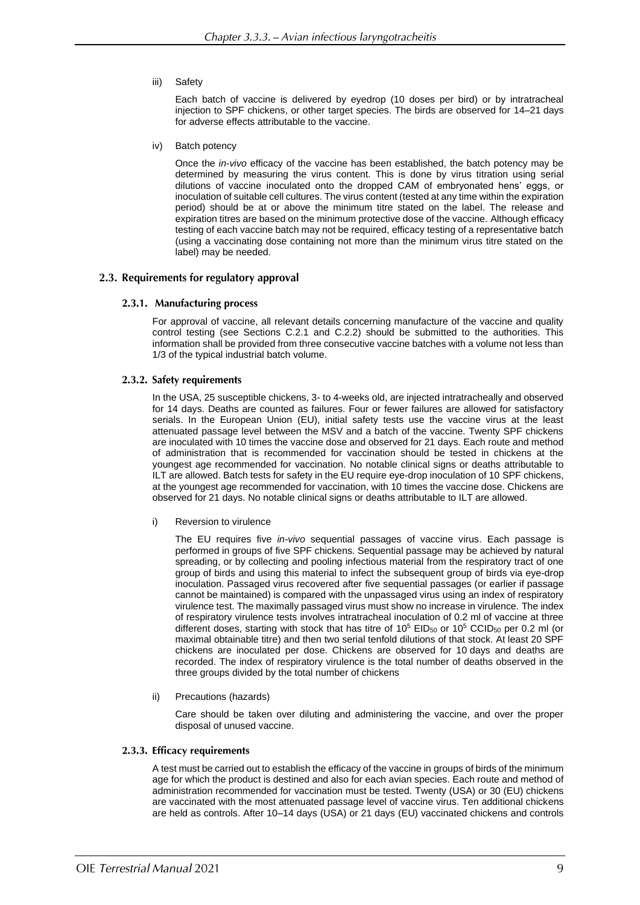iii) Safety

Each batch of vaccine is delivered by eyedrop (10 doses per bird) or by intratracheal injection to SPF chickens, or other target species. The birds are observed for 14–21 days for adverse effects attributable to the vaccine.

iv) Batch potency

Once the *in-vivo* efficacy of the vaccine has been established, the batch potency may be determined by measuring the virus content. This is done by virus titration using serial dilutions of vaccine inoculated onto the dropped CAM of embryonated hens' eggs, or inoculation of suitable cell cultures. The virus content (tested at any time within the expiration period) should be at or above the minimum titre stated on the label. The release and expiration titres are based on the minimum protective dose of the vaccine. Although efficacy testing of each vaccine batch may not be required, efficacy testing of a representative batch (using a vaccinating dose containing not more than the minimum virus titre stated on the label) may be needed.

## 2.3. Requirements for regulatory approval

### 2.3.1. Manufacturing process

For approval of vaccine, all relevant details concerning manufacture of the vaccine and quality control testing (see Sections C.2.1 and C.2.2) should be submitted to the authorities. This information shall be provided from three consecutive vaccine batches with a volume not less than 1/3 of the typical industrial batch volume.

### 2.3.2. Safety requirements

In the USA, 25 susceptible chickens, 3- to 4-weeks old, are injected intratracheally and observed for 14 days. Deaths are counted as failures. Four or fewer failures are allowed for satisfactory serials. In the European Union (EU), initial safety tests use the vaccine virus at the least attenuated passage level between the MSV and a batch of the vaccine. Twenty SPF chickens are inoculated with 10 times the vaccine dose and observed for 21 days. Each route and method of administration that is recommended for vaccination should be tested in chickens at the youngest age recommended for vaccination. No notable clinical signs or deaths attributable to ILT are allowed. Batch tests for safety in the EU require eye-drop inoculation of 10 SPF chickens, at the youngest age recommended for vaccination, with 10 times the vaccine dose. Chickens are observed for 21 days. No notable clinical signs or deaths attributable to ILT are allowed.

i) Reversion to virulence

The EU requires five *in-vivo* sequential passages of vaccine virus. Each passage is performed in groups of five SPF chickens. Sequential passage may be achieved by natural spreading, or by collecting and pooling infectious material from the respiratory tract of one group of birds and using this material to infect the subsequent group of birds via eye-drop inoculation. Passaged virus recovered after five sequential passages (or earlier if passage cannot be maintained) is compared with the unpassaged virus using an index of respiratory virulence test. The maximally passaged virus must show no increase in virulence. The index of respiratory virulence tests involves intratracheal inoculation of 0.2 ml of vaccine at three different doses, starting with stock that has titre of $10^5$ $EID_{50}$ or $10^5$ $CCID_{50}$ per 0.2 ml (or maximal obtainable titre) and then two serial tenfold dilutions of that stock. At least 20 SPF chickens are inoculated per dose. Chickens are observed for 10 days and deaths are recorded. The index of respiratory virulence is the total number of deaths observed in the three groups divided by the total number of chickens

ii) Precautions (hazards)

Care should be taken over diluting and administering the vaccine, and over the proper disposal of unused vaccine.

### 2.3.3. Efficacy requirements

A test must be carried out to establish the efficacy of the vaccine in groups of birds of the minimum age for which the product is destined and also for each avian species. Each route and method of administration recommended for vaccination must be tested. Twenty (USA) or 30 (EU) chickens are vaccinated with the most attenuated passage level of vaccine virus. Ten additional chickens are held as controls. After 10–14 days (USA) or 21 days (EU) vaccinated chickens and controls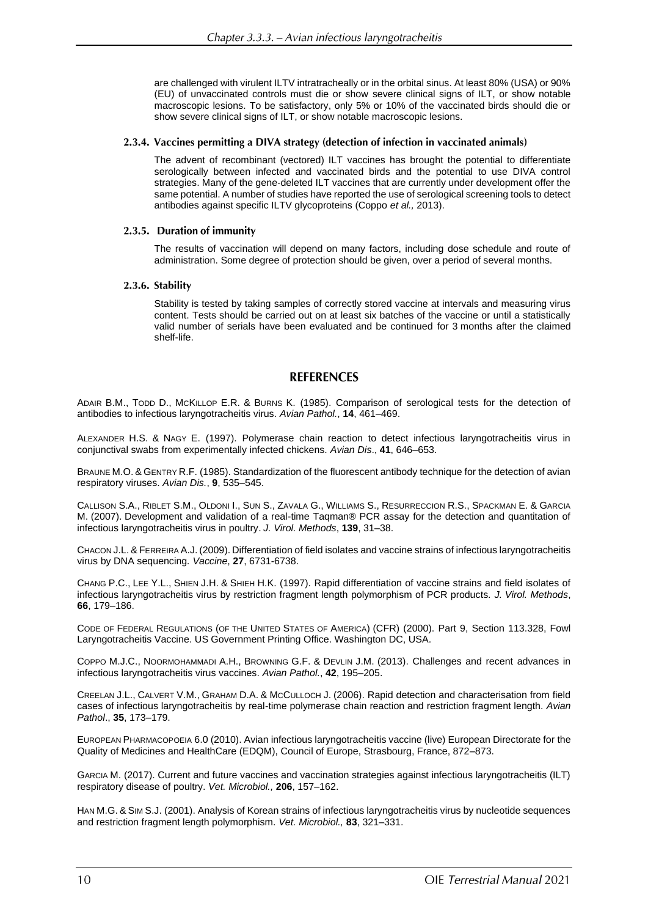are challenged with virulent ILTV intratracheally or in the orbital sinus. At least 80% (USA) or 90% (EU) of unvaccinated controls must die or show severe clinical signs of ILT, or show notable macroscopic lesions. To be satisfactory, only 5% or 10% of the vaccinated birds should die or show severe clinical signs of ILT, or show notable macroscopic lesions.

#### 2.3.4. Vaccines permitting a DIVA strategy (detection of infection in vaccinated animals)

The advent of recombinant (vectored) ILT vaccines has brought the potential to differentiate serologically between infected and vaccinated birds and the potential to use DIVA control strategies. Many of the gene-deleted ILT vaccines that are currently under development offer the same potential. A number of studies have reported the use of serological screening tools to detect antibodies against specific ILTV glycoproteins (Coppo *et al.,* 2013).

#### 2.3.5. Duration of immunity

The results of vaccination will depend on many factors, including dose schedule and route of administration. Some degree of protection should be given, over a period of several months.

#### 2.3.6. Stability

Stability is tested by taking samples of correctly stored vaccine at intervals and measuring virus content. Tests should be carried out on at least six batches of the vaccine or until a statistically valid number of serials have been evaluated and be continued for 3 months after the claimed shelf-life.

## REFERENCES

Adair B.M., Todd D., McKillop E.R. & Burns K. (1985). Comparison of serological tests for the detection of antibodies to infectious laryngotracheitis virus. *Avian Pathol.*, **14**, 461–469.

Alexander H.S. & Nagy E. (1997). Polymerase chain reaction to detect infectious laryngotracheitis virus in conjunctival swabs from experimentally infected chickens. *Avian Dis*., **41**, 646–653.

Braune M.O. & Gentry R.F. (1985). Standardization of the fluorescent antibody technique for the detection of avian respiratory viruses. *Avian Dis.*, **9**, 535–545.

Callison S.A., Riblet S.M., Oldoni I., Sun S., Zavala G., Williams S., Resurreccion R.S., Spackman E. & Garcia M. (2007). Development and validation of a real-time Taqman® PCR assay for the detection and quantitation of infectious laryngotracheitis virus in poultry. *J. Virol. Methods*, **139**, 31–38.

Chacon J.L. & Ferreira A.J. (2009). Differentiation of field isolates and vaccine strains of infectious laryngotracheitis virus by DNA sequencing. *Vaccine*, **27**, 6731-6738.

Chang P.C., Lee Y.L., Shien J.H. & Shieh H.K. (1997). Rapid differentiation of vaccine strains and field isolates of infectious laryngotracheitis virus by restriction fragment length polymorphism of PCR products. *J. Virol. Methods*, **66**, 179–186.

Code of Federal Regulations (of the United States of America) (CFR) (2000). Part 9, Section 113.328, Fowl Laryngotracheitis Vaccine. US Government Printing Office. Washington DC, USA.

Coppo M.J.C., Noormohammadi A.H., Browning G.F. & Devlin J.M. (2013). Challenges and recent advances in infectious laryngotracheitis virus vaccines. *Avian Pathol.*, **42**, 195–205.

Creelan J.L., Calvert V.M., Graham D.A. & McCulloch J. (2006). Rapid detection and characterisation from field cases of infectious laryngotracheitis by real-time polymerase chain reaction and restriction fragment length. *Avian Pathol*., **35**, 173–179.

European Pharmacopoeia 6.0 (2010). Avian infectious laryngotracheitis vaccine (live) European Directorate for the Quality of Medicines and HealthCare (EDQM), Council of Europe, Strasbourg, France, 872–873.

Garcia M. (2017). Current and future vaccines and vaccination strategies against infectious laryngotracheitis (ILT) respiratory disease of poultry. *Vet. Microbiol.,* **206**, 157–162.

Han M.G. & Sim S.J. (2001). Analysis of Korean strains of infectious laryngotracheitis virus by nucleotide sequences and restriction fragment length polymorphism. *Vet. Microbiol.,* **83**, 321–331.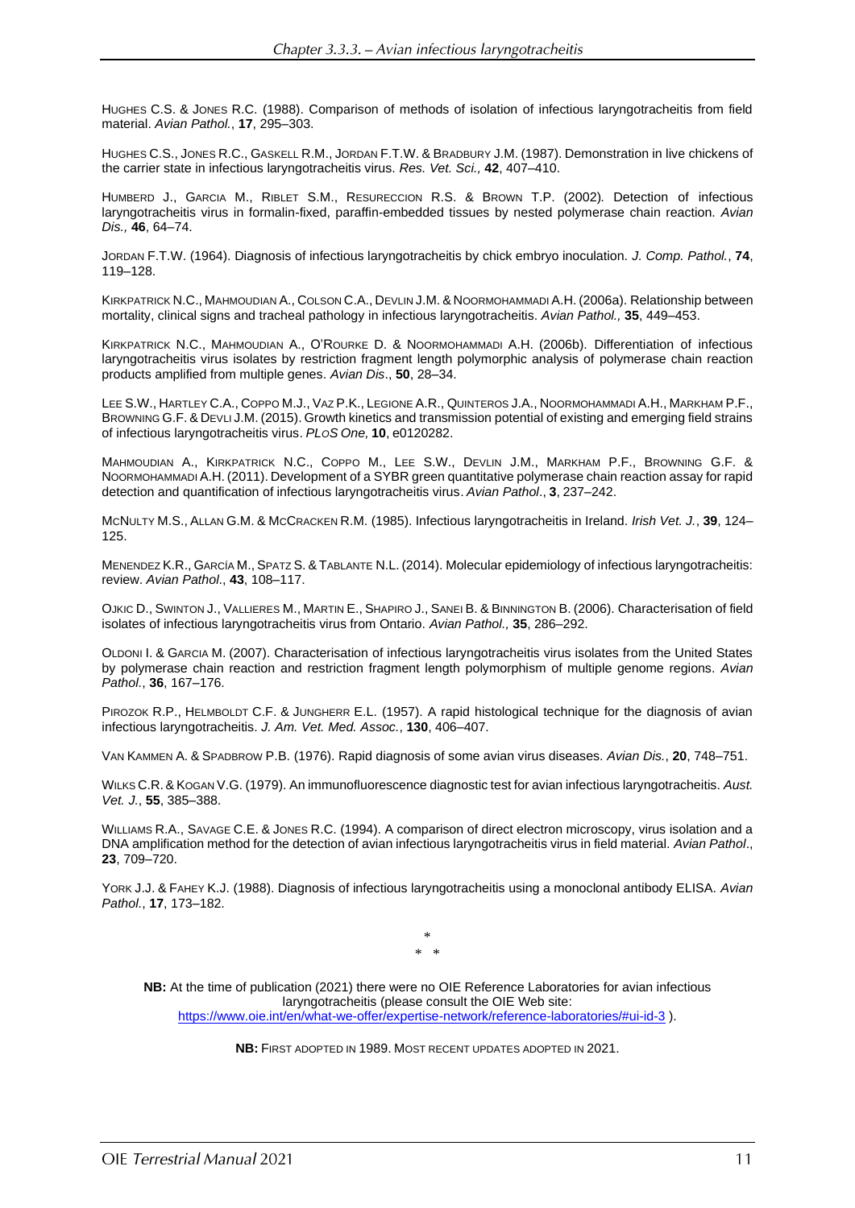HUGHES C.S. & JONES R.C. (1988). Comparison of methods of isolation of infectious laryngotracheitis from field material. *Avian Pathol.*, **17**, 295–303.

HUGHES C.S., JONES R.C., GASKELL R.M., JORDAN F.T.W. & BRADBURY J.M. (1987). Demonstration in live chickens of the carrier state in infectious laryngotracheitis virus. *Res. Vet. Sci.,* **42**, 407–410.

HUMBERD J., GARCIA M., RIBLET S.M., RESURECCION R.S. & BROWN T.P. (2002)*.* Detection of infectious laryngotracheitis virus in formalin-fixed, paraffin-embedded tissues by nested polymerase chain reaction. *Avian Dis.,* **46**, 64–74.

JORDAN F.T.W. (1964). Diagnosis of infectious laryngotracheitis by chick embryo inoculation. *J. Comp. Pathol.*, **74**, 119–128.

KIRKPATRICK N.C., MAHMOUDIAN A., COLSON C.A., DEVLIN J.M. & NOORMOHAMMADI A.H. (2006a). Relationship between mortality, clinical signs and tracheal pathology in infectious laryngotracheitis. *Avian Pathol.,* **35**, 449–453.

KIRKPATRICK N.C., MAHMOUDIAN A., O'ROURKE D. & NOORMOHAMMADI A.H. (2006b). Differentiation of infectious laryngotracheitis virus isolates by restriction fragment length polymorphic analysis of polymerase chain reaction products amplified from multiple genes. *Avian Dis*., **50**, 28–34.

LEE S.W., HARTLEY C.A., COPPO M.J., VAZ P.K., LEGIONE A.R., QUINTEROS J.A., NOORMOHAMMADI A.H., MARKHAM P.F., BROWNING G.F. & DEVLI J.M. (2015). Growth kinetics and transmission potential of existing and emerging field strains of infectious laryngotracheitis virus. *PLoS One,* **10**, e0120282.

MAHMOUDIAN A., KIRKPATRICK N.C., COPPO M., LEE S.W., DEVLIN J.M., MARKHAM P.F., BROWNING G.F. & NOORMOHAMMADI A.H. (2011). Development of a SYBR green quantitative polymerase chain reaction assay for rapid detection and quantification of infectious laryngotracheitis virus. *Avian Pathol*., **3**, 237–242.

MCNULTY M.S., ALLAN G.M. & MCCRACKEN R.M. (1985). Infectious laryngotracheitis in Ireland. *Irish Vet. J.*, **39**, 124–125.

MENENDEZ K.R., GARCÍA M., SPATZ S. & TABLANTE N.L. (2014). Molecular epidemiology of infectious laryngotracheitis: review. *Avian Pathol*., **43**, 108–117.

OJKIC D., SWINTON J., VALLIERES M., MARTIN E., SHAPIRO J., SANEI B. & BINNINGTON B. (2006). Characterisation of field isolates of infectious laryngotracheitis virus from Ontario. *Avian Pathol.,* **35**, 286–292.

OLDONI I. & GARCIA M. (2007). Characterisation of infectious laryngotracheitis virus isolates from the United States by polymerase chain reaction and restriction fragment length polymorphism of multiple genome regions. *Avian Pathol.*, **36**, 167–176.

PIROZOK R.P., HELMBOLDT C.F. & JUNGHERR E.L. (1957). A rapid histological technique for the diagnosis of avian infectious laryngotracheitis. *J. Am. Vet. Med. Assoc.*, **130**, 406–407.

VAN KAMMEN A. & SPADBROW P.B. (1976). Rapid diagnosis of some avian virus diseases. *Avian Dis.*, **20**, 748–751.

WILKS C.R. & KOGAN V.G. (1979). An immunofluorescence diagnostic test for avian infectious laryngotracheitis. *Aust. Vet. J.*, **55**, 385–388.

WILLIAMS R.A., SAVAGE C.E. & JONES R.C. (1994). A comparison of direct electron microscopy, virus isolation and a DNA amplification method for the detection of avian infectious laryngotracheitis virus in field material. *Avian Pathol*., **23**, 709–720.

YORK J.J. & FAHEY K.J. (1988). Diagnosis of infectious laryngotracheitis using a monoclonal antibody ELISA. *Avian Pathol.*, **17**, 173–182.

\*

\* \*

**NB:** At the time of publication (2021) there were no OIE Reference Laboratories for avian infectious laryngotracheitis (please consult the OIE Web site: https://www.oie.int/en/what-we-offer/expertise-network/reference-laboratories/#ui-id-3 ).

**NB:** FIRST ADOPTED IN 1989. MOST RECENT UPDATES ADOPTED IN 2021.